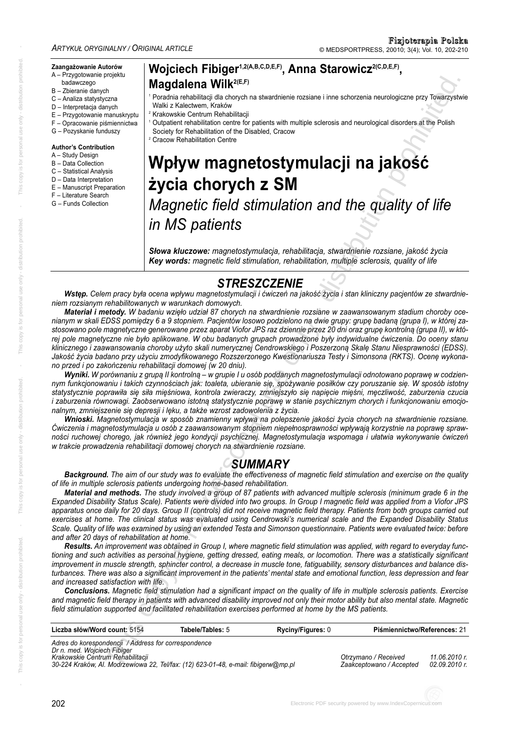ARTYKUŁ ORYGINALNY / ORIGINAL ARTICLE

**Zaangażowanie Autorów**
A – Przygotowanie projektu badawczego
B – Zbieranie danych
C – Analiza statystyczna
D – Interpretacja danych
E – Przygotowanie manuskryptu
F – Opracowanie piśmiennictwa
G – Pozyskanie funduszy

**Author's Contribution**
A – Study Design
B – Data Collection
C – Statistical Analysis
D – Data Interpretation
E – Manuscript Preparation
F – Literature Search
G – Funds Collection

**Wojciech Fibiger**[1,2(A,B,C,D,E,F)], **Anna Starowicz**[2(C,D,E,F)], **Magdalena Wilk**[2(E,F)]

[1] Poradnia rehabilitacji dla chorych na stwardnienie rozsiane i inne schorzenia neurologiczne przy Towarzystwie Walki z Kalectwem, Kraków
[2] Krakowskie Centrum Rehabilitacji
[1] Outpatient rehabilitation centre for patients with multiple sclerosis and neurological disorders at the Polish Society for Rehabilitation of the Disabled, Cracow
[2] Cracow Rehabilitation Centre

# Wpływ magnetostymulacji na jakość życia chorych z SM

## *Magnetic field stimulation and the quality of life in MS patients*

***Słowa kluczowe:*** *magnetostymulacja, rehabilitacja, stwardnienie rozsiane, jakość życia*
***Key words:*** *magnetic field stimulation, rehabilitation, multiple sclerosis, quality of life*

## *STRESZCZENIE*

***Wstęp.*** *Celem pracy była ocena wpływu magnetostymulacji i ćwiczeń na jakość życia i stan kliniczny pacjentów ze stwardnieniem rozsianym rehabilitowanych w warunkach domowych.*

***Materiał i metody.*** *W badaniu wzięło udział 87 chorych na stwardnienie rozsiane w zaawansowanym stadium choroby ocenianym w skali EDSS pomiędzy 6 a 9 stopniem. Pacjentów losowo podzielono na dwie grupy: grupę badaną (grupa I), w której zastosowano pole magnetyczne generowane przez aparat Viofor JPS raz dziennie przez 20 dni oraz grupę kontrolną (grupa II), w której pole magnetyczne nie było aplikowane. W obu badanych grupach prowadzone były indywidualne ćwiczenia. Do oceny stanu klinicznego i zaawansowania choroby użyto skali numerycznej Cendrowskiego i Poszerzoną Skalę Stanu Niesprawności (EDSS). Jakość życia badano przy użyciu zmodyfikowanego Rozszerzonego Kwestionariusza Testy i Simonsona (RKTS). Ocenę wykonano przed i po zakończeniu rehabilitacji domowej (w 20 dniu).*

***Wyniki.*** *W porównaniu z grupą II kontrolną – w grupie I u osób poddanych magnetostymulacji odnotowano poprawę w codziennym funkcjonowaniu i takich czynnościach jak: toaleta, ubieranie się, spożywanie posiłków czy poruszanie się. W sposób istotny statystycznie poprawiła się siła mięśniowa, kontrola zwieraczy, zmniejszyło się napięcie mięśni, męczliwość, zaburzenia czucia i zaburzenia równowagi. Zaobserwowano istotną statystycznie poprawę w stanie psychicznym chorych i funkcjonowaniu emocjonalnym, zmniejszenie się depresji i lęku, a także wzrost zadowolenia z życia.*

***Wnioski.*** *Magnetostymulacja w sposób znamienny wpływa na polepszenie jakości życia chorych na stwardnienie rozsiane. Ćwiczenia i magnetostymulacja u osób z zaawansowanym stopniem niepełnosprawności wpływają korzystnie na poprawę sprawności ruchowej chorego, jak również jego kondycji psychicznej. Magnetostymulacja wspomaga i ułatwia wykonywanie ćwiczeń w trakcie prowadzenia rehabilitacji domowej chorych na stwardnienie rozsiane.*

## *SUMMARY*

***Background.*** *The aim of our study was to evaluate the effectiveness of magnetic field stimulation and exercise on the quality of life in multiple sclerosis patients undergoing home-based rehabilitation.*

***Material and methods.*** *The study involved a group of 87 patients with advanced multiple sclerosis (minimum grade 6 in the Expanded Disability Status Scale). Patients were divided into two groups. In Group I magnetic field was applied from a Viofor JPS apparatus once daily for 20 days. Group II (controls) did not receive magnetic field therapy. Patients from both groups carried out exercises at home. The clinical status was evaluated using Cendrowski's numerical scale and the Expanded Disability Status Scale. Quality of life was examined by using an extended Testa and Simonson questionnaire. Patients were evaluated twice: before and after 20 days of rehabilitation at home.*

***Results.*** *An improvement was obtained in Group I, where magnetic field stimulation was applied, with regard to everyday functioning and such activities as personal hygiene, getting dressed, eating meals, or locomotion. There was a statistically significant improvement in muscle strength, sphincter control, a decrease in muscle tone, fatiguability, sensory disturbances and balance disturbances. There was also a significant improvement in the patients' mental state and emotional function, less depression and fear and increased satisfaction with life.*

***Conclusions.*** *Magnetic field stimulation had a significant impact on the quality of life in multiple sclerosis patients. Exercise and magnetic field therapy in patients with advanced disability improved not only their motor ability but also mental state. Magnetic field stimulation supported and facilitated rehabilitation exercises performed at home by the MS patients.*

| Liczba słów/Word count: 5154 | Tabele/Tables: 5 | Ryciny/Figures: 0 | Piśmiennictwo/References: 21 |
|---|---|---|---|

*Adres do korespondencji / Address for correspondence*
*Dr n. med. Wojciech Fibiger*
*Krakowskie Centrum Rehabilitacji*
*30-224 Kraków, Al. Modrzewiowa 22, Tel/fax: (12) 623-01-48, e-mail: fibigerw@mp.pl*

*Otrzymano / Received* *11.06.2010 r.*
*Zaakceptowano / Accepted* *02.09.2010 r.*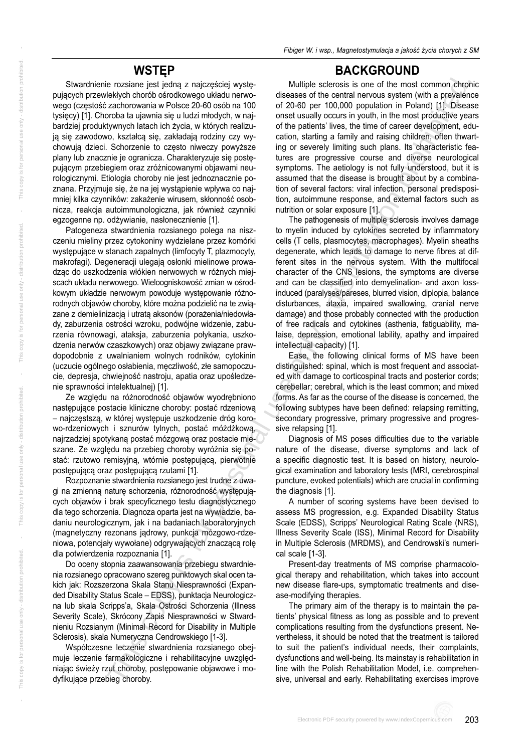## WSTĘP

Stwardnienie rozsiane jest jedną z najczęściej występujących przewlekłych chorób ośrodkowego układu nerwowego (częstość zachorowania w Polsce 20-60 osób na 100 tysięcy) [1]. Choroba ta ujawnia się u ludzi młodych, w najbardziej produktywnych latach ich życia, w których realizują się zawodowo, kształcą się, zakładają rodziny czy wychowują dzieci. Schorzenie to często niweczy powyższe plany lub znacznie je ogranicza. Charakteryzuje się postępującym przebiegiem oraz zróżnicowanymi objawami neurologicznymi. Etiologia choroby nie jest jednoznacznie poznana. Przyjmuje się, że na jej wystąpienie wpływa co najmniej kilka czynników: zakażenie wirusem, skłonność osobnicza, reakcja autoimmunologiczna, jak również czynniki egzogenne np. odżywianie, nasłonecznienie [1].

Patogeneza stwardnienia rozsianego polega na niszczeniu mieliny przez cytokiny wydzielane przez komórki występujące w stanach zapalnych (limfocyty T, plazmocyty, makrofagi). Degeneracji ulegają osłonki mielinowe prowadząc do uszkodzenia włókien nerwowych w różnych miejscach układu nerwowego. Wieloogniskowość zmian w ośrodkowym układzie nerwowym powoduje występowanie różnorodnych objawów choroby, które można podzielić na te związane z demielinizacją i utratą aksonów (porażenia/niedowłady, zaburzenia ostrości wzroku, podwójne widzenie, zaburzenia równowagi, ataksja, zaburzenia połykania, uszkodzenia nerwów czaszkowych) oraz objawy związane prawdopodobnie z uwalnianiem wolnych rodników, cytokinin (uczucie ogólnego osłabienia, męczliwość, złe samopoczucie, depresja, chwiejność nastroju, apatia oraz upośledzenie sprawności intelektualnej) [1].

Ze względu na różnorodność objawów wyodrębniono następujące postacie kliniczne choroby: postać rdzeniową – najczęstszą, w której występuje uszkodzenie dróg korowo-rdzeniowych i sznurów tylnych, postać móżdżkową, najrzadziej spotykaną postać mózgową oraz postacie mieszane. Ze względu na przebieg choroby wyróżnia się postać: rzutowo remisyjną, wtórnie postępującą, pierwotnie postępującą oraz postępującą rzutami [1].

Rozpoznanie stwardnienia rozsianego jest trudne z uwagi na zmienną naturę schorzenia, różnorodność występujących objawów i brak specyficznego testu diagnostycznego dla tego schorzenia. Diagnoza oparta jest na wywiadzie, badaniu neurologicznym, jak i na badaniach laboratoryjnych (magnetyczny rezonans jądrowy, punkcja mózgowo-rdzeniowa, potencjały wywołane) odgrywających znaczącą rolę dla potwierdzenia rozpoznania [1].

Do oceny stopnia zaawansowania przebiegu stwardnienia rozsianego opracowano szereg punktowych skal ocen takich jak: Rozszerzona Skala Stanu Niesprawności (Expanded Disability Status Scale – EDSS), punktacja Neurologiczna lub skala Scripps'a, Skala Ostrości Schorzenia (Illness Severity Scale), Skrócony Zapis Niesprawności w Stwardnieniu Rozsianym (Minimal Record for Disability in Multiple Sclerosis), skala Numeryczna Cendrowskiego [1-3].

Współczesne leczenie stwardnienia rozsianego obejmuje leczenie farmakologiczne i rehabilitacyjne uwzględniając świeży rzut choroby, postępowanie objawowe i modyfikujące przebieg choroby.

## BACKGROUND

Multiple sclerosis is one of the most common chronic diseases of the central nervous system (with a prevalence of 20-60 per 100,000 population in Poland) [1]. Disease onset usually occurs in youth, in the most productive years of the patients' lives, the time of career development, education, starting a family and raising children, often thwarting or severely limiting such plans. Its characteristic features are progressive course and diverse neurological symptoms. The aetiology is not fully understood, but it is assumed that the disease is brought about by a combination of several factors: viral infection, personal predisposition, autoimmune response, and external factors such as nutrition or solar exposure [1].

The pathogenesis of multiple sclerosis involves damage to myelin induced by cytokines secreted by inflammatory cells (T cells, plasmocytes, macrophages). Myelin sheaths degenerate, which leads to damage to nerve fibres at different sites in the nervous system. With the multifocal character of the CNS lesions, the symptoms are diverse and can be classified into demyelination- and axon loss-induced (paralyses/pareses, blurred vision, diplopia, balance disturbances, ataxia, impaired swallowing, cranial nerve damage) and those probably connected with the production of free radicals and cytokines (asthenia, fatiguability, malaise, depression, emotional lability, apathy and impaired intellectual capacity) [1].

Ease, the following clinical forms of MS have been distinguished: spinal, which is most frequent and associated with damage to corticospinal tracts and posterior cords; cerebellar; cerebral, which is the least common; and mixed forms. As far as the course of the disease is concerned, the following subtypes have been defined: relapsing remitting, secondary progressive, primary progressive and progressive relapsing [1].

Diagnosis of MS poses difficulties due to the variable nature of the disease, diverse symptoms and lack of a specific diagnostic test. It is based on history, neurological examination and laboratory tests (MRI, cerebrospinal puncture, evoked potentials) which are crucial in confirming the diagnosis [1].

A number of scoring systems have been devised to assess MS progression, e.g. Expanded Disability Status Scale (EDSS), Scripps' Neurological Rating Scale (NRS), Illness Severity Scale (ISS), Minimal Record for Disability in Multiple Sclerosis (MRDMS), and Cendrowski's numerical scale [1-3].

Present-day treatments of MS comprise pharmacological therapy and rehabilitation, which takes into account new disease flare-ups, symptomatic treatments and disease-modifying therapies.

The primary aim of the therapy is to maintain the patients' physical fitness as long as possible and to prevent complications resulting from the dysfunctions present. Nevertheless, it should be noted that the treatment is tailored to suit the patient's individual needs, their complaints, dysfunctions and well-being. Its mainstay is rehabilitation in line with the Polish Rehabilitation Model, i.e. comprehensive, universal and early. Rehabilitating exercises improve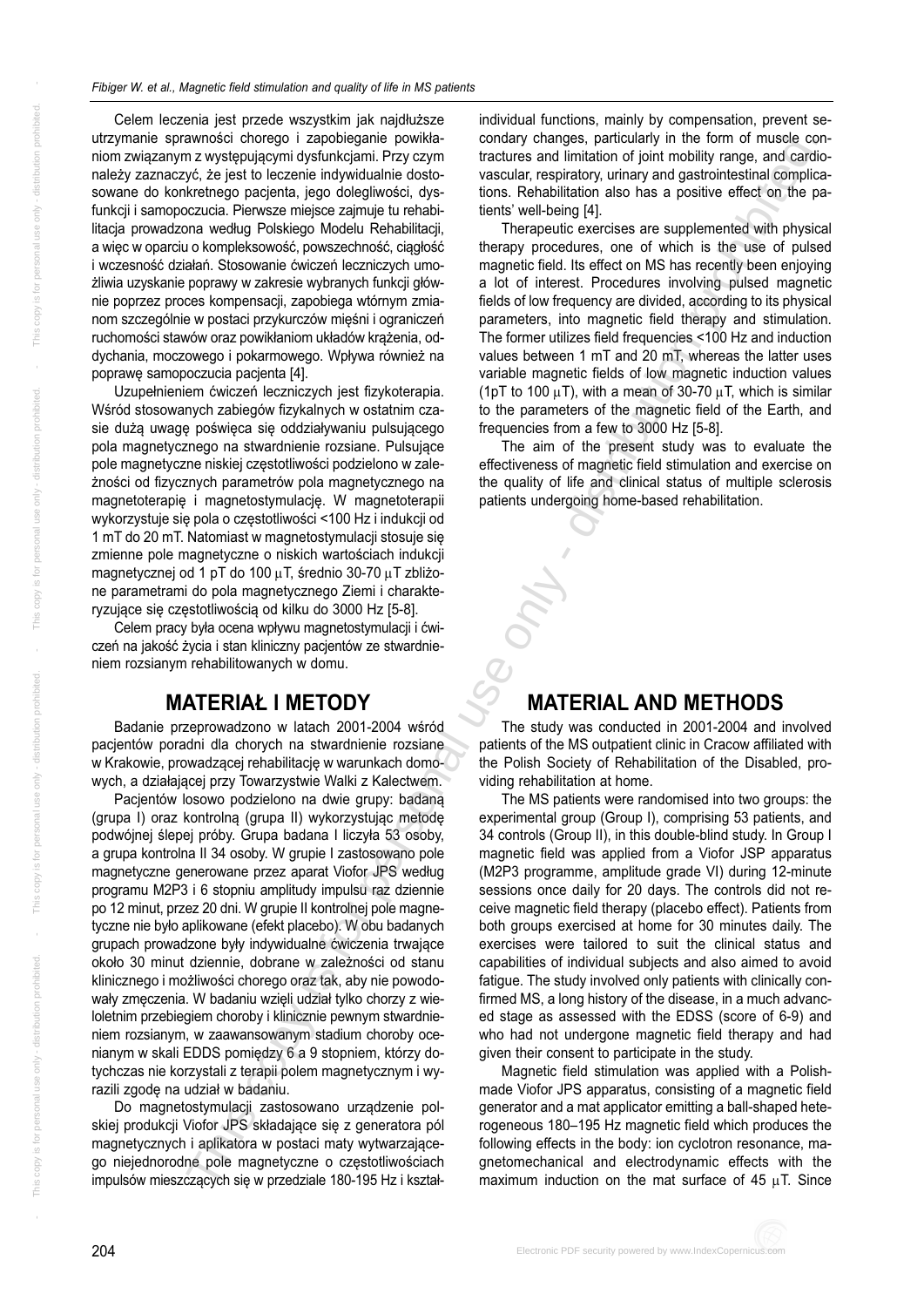Celem leczenia jest przede wszystkim jak najdłuższe utrzymanie sprawności chorego i zapobieganie powikłaniom związanym z występującymi dysfunkcjami. Przy czym należy zaznaczyć, że jest to leczenie indywidualnie dostosowane do konkretnego pacjenta, jego dolegliwości, dysfunkcji i samopoczucia. Pierwsze miejsce zajmuje tu rehabilitacja prowadzona według Polskiego Modelu Rehabilitacji, a więc w oparciu o kompleksowość, powszechność, ciągłość i wczesność działań. Stosowanie ćwiczeń leczniczych umożliwia uzyskanie poprawy w zakresie wybranych funkcji głównie poprzez proces kompensacji, zapobiega wtórnym zmianom szczególnie w postaci przykurczów mięśni i ograniczeń ruchomości stawów oraz powikłaniom układów krążenia, oddychania, moczowego i pokarmowego. Wpływa również na poprawę samopoczucia pacjenta [4].

Uzupełnieniem ćwiczeń leczniczych jest fizykoterapia. Wśród stosowanych zabiegów fizykalnych w ostatnim czasie dużą uwagę poświęca się oddziaływaniu pulsującego pola magnetycznego na stwardnienie rozsiane. Pulsujące pole magnetyczne niskiej częstotliwości podzielono w zależności od fizycznych parametrów pola magnetycznego na magnetoterapię i magnetostymulację. W magnetoterapii wykorzystuje się pola o częstotliwości <100 Hz i indukcji od 1 mT do 20 mT. Natomiast w magnetostymulacji stosuje się zmienne pole magnetyczne o niskich wartościach indukcji magnetycznej od 1 pT do 100 μT, średnio 30-70 μT zbliżone parametrami do pola magnetycznego Ziemi i charakteryzujące się częstotliwością od kilku do 3000 Hz [5-8].

Celem pracy była ocena wpływu magnetostymulacji i ćwiczeń na jakość życia i stan kliniczny pacjentów ze stwardnieniem rozsianym rehabilitowanych w domu.

## MATERIAŁ I METODY

Badanie przeprowadzono w latach 2001-2004 wśród pacjentów poradni dla chorych na stwardnienie rozsiane w Krakowie, prowadzącej rehabilitację w warunkach domowych, a działającej przy Towarzystwie Walki z Kalectwem.

Pacjentów losowo podzielono na dwie grupy: badaną (grupa I) oraz kontrolną (grupa II) wykorzystując metodę podwójnej ślepej próby. Grupa badana I liczyła 53 osoby, a grupa kontrolna II 34 osoby. W grupie I zastosowano pole magnetyczne generowane przez aparat Viofor JPS według programu M2P3 i 6 stopniu amplitudy impulsu raz dziennie po 12 minut, przez 20 dni. W grupie II kontrolnej pole magnetyczne nie było aplikowane (efekt placebo). W obu badanych grupach prowadzone były indywidualne ćwiczenia trwające około 30 minut dziennie, dobrane w zależności od stanu klinicznego i możliwości chorego oraz tak, aby nie powodowały zmęczenia. W badaniu wzięli udział tylko chorzy z wieloletnim przebiegiem choroby i klinicznie pewnym stwardnieniem rozsianym, w zaawansowanym stadium choroby ocenianym w skali EDDS pomiędzy 6 a 9 stopniem, którzy dotychczas nie korzystali z terapii polem magnetycznym i wyrazili zgodę na udział w badaniu.

Do magnetostymulacji zastosowano urządzenie polskiej produkcji Viofor JPS składające się z generatora pól magnetycznych i aplikatora w postaci maty wytwarzającego niejednorodne pole magnetyczne o częstotliwościach impulsów mieszczących się w przedziale 180-195 Hz i kształ-

individual functions, mainly by compensation, prevent secondary changes, particularly in the form of muscle contractures and limitation of joint mobility range, and cardiovascular, respiratory, urinary and gastrointestinal complications. Rehabilitation also has a positive effect on the patients' well-being [4].

Therapeutic exercises are supplemented with physical therapy procedures, one of which is the use of pulsed magnetic field. Its effect on MS has recently been enjoying a lot of interest. Procedures involving pulsed magnetic fields of low frequency are divided, according to its physical parameters, into magnetic field therapy and stimulation. The former utilizes field frequencies <100 Hz and induction values between 1 mT and 20 mT, whereas the latter uses variable magnetic fields of low magnetic induction values (1pT to 100 μT), with a mean of 30-70 μT, which is similar to the parameters of the magnetic field of the Earth, and frequencies from a few to 3000 Hz [5-8].

The aim of the present study was to evaluate the effectiveness of magnetic field stimulation and exercise on the quality of life and clinical status of multiple sclerosis patients undergoing home-based rehabilitation.

## MATERIAL AND METHODS

The study was conducted in 2001-2004 and involved patients of the MS outpatient clinic in Cracow affiliated with the Polish Society of Rehabilitation of the Disabled, providing rehabilitation at home.

The MS patients were randomised into two groups: the experimental group (Group I), comprising 53 patients, and 34 controls (Group II), in this double-blind study. In Group I magnetic field was applied from a Viofor JSP apparatus (M2P3 programme, amplitude grade VI) during 12-minute sessions once daily for 20 days. The controls did not receive magnetic field therapy (placebo effect). Patients from both groups exercised at home for 30 minutes daily. The exercises were tailored to suit the clinical status and capabilities of individual subjects and also aimed to avoid fatigue. The study involved only patients with clinically confirmed MS, a long history of the disease, in a much advanced stage as assessed with the EDSS (score of 6-9) and who had not undergone magnetic field therapy and had given their consent to participate in the study.

Magnetic field stimulation was applied with a Polish-made Viofor JPS apparatus, consisting of a magnetic field generator and a mat applicator emitting a ball-shaped heterogeneous 180–195 Hz magnetic field which produces the following effects in the body: ion cyclotron resonance, magnetomechanical and electrodynamic effects with the maximum induction on the mat surface of 45 μT. Since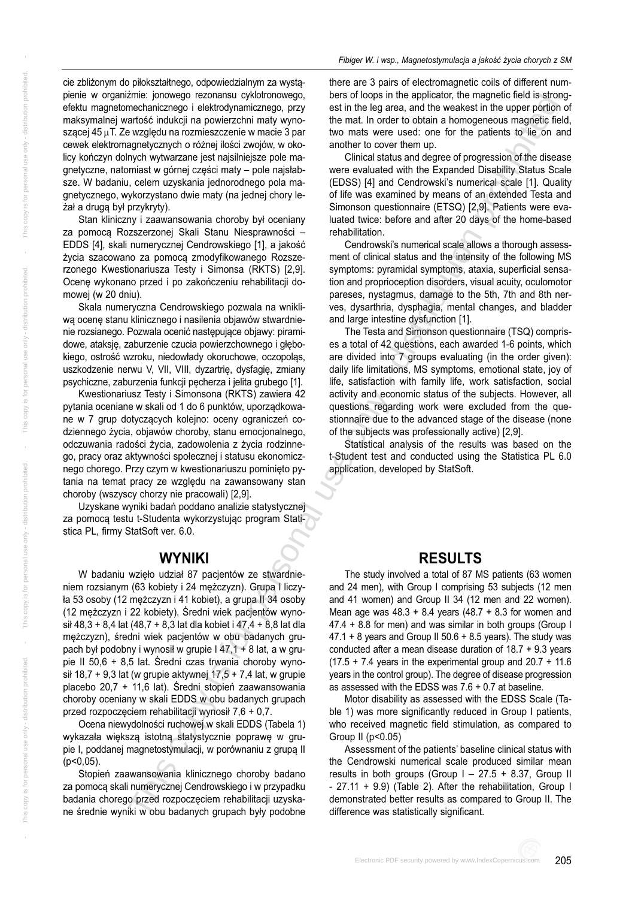cie zbliżonym do piłokształtnego, odpowiedzialnym za wystąpienie w organiźmie: jonowego rezonansu cyklotronowego, efektu magnetomechanicznego i elektrodynamicznego, przy maksymalnej wartość indukcji na powierzchni maty wynoszącej 45 μT. Ze względu na rozmieszczenie w macie 3 par cewek elektromagnetycznych o różnej ilości zwojów, w okolicy kończyn dolnych wytwarzane jest najsilniejsze pole magnetyczne, natomiast w górnej części maty – pole najsłabsze. W badaniu, celem uzyskania jednorodnego pola magnetycznego, wykorzystano dwie maty (na jednej chory leżał a drugą był przykryty).

Stan kliniczny i zaawansowania choroby był oceniany za pomocą Rozszerzonej Skali Stanu Niesprawności – EDDS [4], skali numerycznej Cendrowskiego [1], a jakość życia szacowano za pomocą zmodyfikowanego Rozszerzonego Kwestionariusza Testy i Simonsa (RKTS) [2,9]. Ocenę wykonano przed i po zakończeniu rehabilitacji domowej (w 20 dniu).

Skala numeryczna Cendrowskiego pozwala na wnikliwą ocenę stanu klinicznego i nasilenia objawów stwardnienie rozsianego. Pozwala ocenić następujące objawy: piramidowe, ataksję, zaburzenie czucia powierzchownego i głębokiego, ostrość wzroku, niedowłady okoruchowe, oczopląs, uszkodzenie nerwu V, VII, VIII, dyzartrię, dysfagię, zmiany psychiczne, zaburzenia funkcji pęcherza i jelita grubego [1].

Kwestionariusz Testy i Simonsona (RKTS) zawiera 42 pytania oceniane w skali od 1 do 6 punktów, uporządkowane w 7 grup dotyczących kolejno: oceny ograniczeń codziennego życia, objawów choroby, stanu emocjonalnego, odczuwania radości życia, zadowolenia z życia rodzinnego, pracy oraz aktywności społecznej i statusu ekonomicznego chorego. Przy czym w kwestionariuszu pominięto pytania na temat pracy ze względu na zaawansowany stan choroby (wszyscy chorzy nie pracowali) [2,9].

Uzyskane wyniki badań poddano analizie statystycznej za pomocą testu t-Studenta wykorzystując program Statistica PL, firmy StatSoft ver. 6.0.

## WYNIKI

W badaniu wzięło udział 87 pacjentów ze stwardnieniem rozsianym (63 kobiety i 24 mężczyzn). Grupa I liczyła 53 osoby (12 mężczyzn i 41 kobiet), a grupa II 34 osoby (12 mężczyzn i 22 kobiety). Średni wiek pacjentów wynosił 48,3 + 8,4 lat (48,7 + 8,3 lat dla kobiet i 47,4 + 8,8 lat dla mężczyzn), średni wiek pacjentów w obu badanych grupach był podobny i wynosił w grupie I 47,1 + 8 lat, a w grupie II 50,6 + 8,5 lat. Średni czas trwania choroby wynosił 18,7 + 9,3 lat (w grupie aktywnej 17,5 + 7,4 lat, w grupie placebo 20,7 + 11,6 lat). Średni stopień zaawansowania choroby oceniany w skali EDDS w obu badanych grupach przed rozpoczęciem rehabilitacji wynosił 7,6 + 0,7.

Ocena niewydolności ruchowej w skali EDDS (Tabela 1) wykazała większą istotną statystycznie poprawę w grupie I, poddanej magnetostymulacji, w porównaniu z grupą II ($p<0,05$).

Stopień zaawansowania klinicznego choroby badano za pomocą skali numerycznej Cendrowskiego i w przypadku badania chorego przed rozpoczęciem rehabilitacji uzyskane średnie wyniki w obu badanych grupach były podobne

there are 3 pairs of electromagnetic coils of different numbers of loops in the applicator, the magnetic field is strongest in the leg area, and the weakest in the upper portion of the mat. In order to obtain a homogeneous magnetic field, two mats were used: one for the patients to lie on and another to cover them up.

Clinical status and degree of progression of the disease were evaluated with the Expanded Disability Status Scale (EDSS) [4] and Cendrowski's numerical scale [1]. Quality of life was examined by means of an extended Testa and Simonson questionnaire (ETSQ) [2,9]. Patients were evaluated twice: before and after 20 days of the home-based rehabilitation.

Cendrowski's numerical scale allows a thorough assessment of clinical status and the intensity of the following MS symptoms: pyramidal symptoms, ataxia, superficial sensation and proprioception disorders, visual acuity, oculomotor pareses, nystagmus, damage to the 5th, 7th and 8th nerves, dysarthria, dysphagia, mental changes, and bladder and large intestine dysfunction [1].

The Testa and Simonson questionnaire (TSQ) comprises a total of 42 questions, each awarded 1-6 points, which are divided into 7 groups evaluating (in the order given): daily life limitations, MS symptoms, emotional state, joy of life, satisfaction with family life, work satisfaction, social activity and economic status of the subjects. However, all questions regarding work were excluded from the questionnaire due to the advanced stage of the disease (none of the subjects was professionally active) [2,9].

Statistical analysis of the results was based on the t-Student test and conducted using the Statistica PL 6.0 application, developed by StatSoft.

## RESULTS

The study involved a total of 87 MS patients (63 women and 24 men), with Group I comprising 53 subjects (12 men and 41 women) and Group II 34 (12 men and 22 women). Mean age was 48.3 + 8.4 years (48.7 + 8.3 for women and 47.4 + 8.8 for men) and was similar in both groups (Group I 47.1 + 8 years and Group II 50.6 + 8.5 years). The study was conducted after a mean disease duration of 18.7 + 9.3 years (17.5 + 7.4 years in the experimental group and 20.7 + 11.6 years in the control group). The degree of disease progression as assessed with the EDSS was 7.6 + 0.7 at baseline.

Motor disability as assessed with the EDSS Scale (Table 1) was more significantly reduced in Group I patients, who received magnetic field stimulation, as compared to Group II ($p<0.05$)

Assessment of the patients' baseline clinical status with the Cendrowski numerical scale produced similar mean results in both groups (Group I – 27.5 + 8.37, Group II - 27.11 + 9.9) (Table 2). After the rehabilitation, Group I demonstrated better results as compared to Group II. The difference was statistically significant.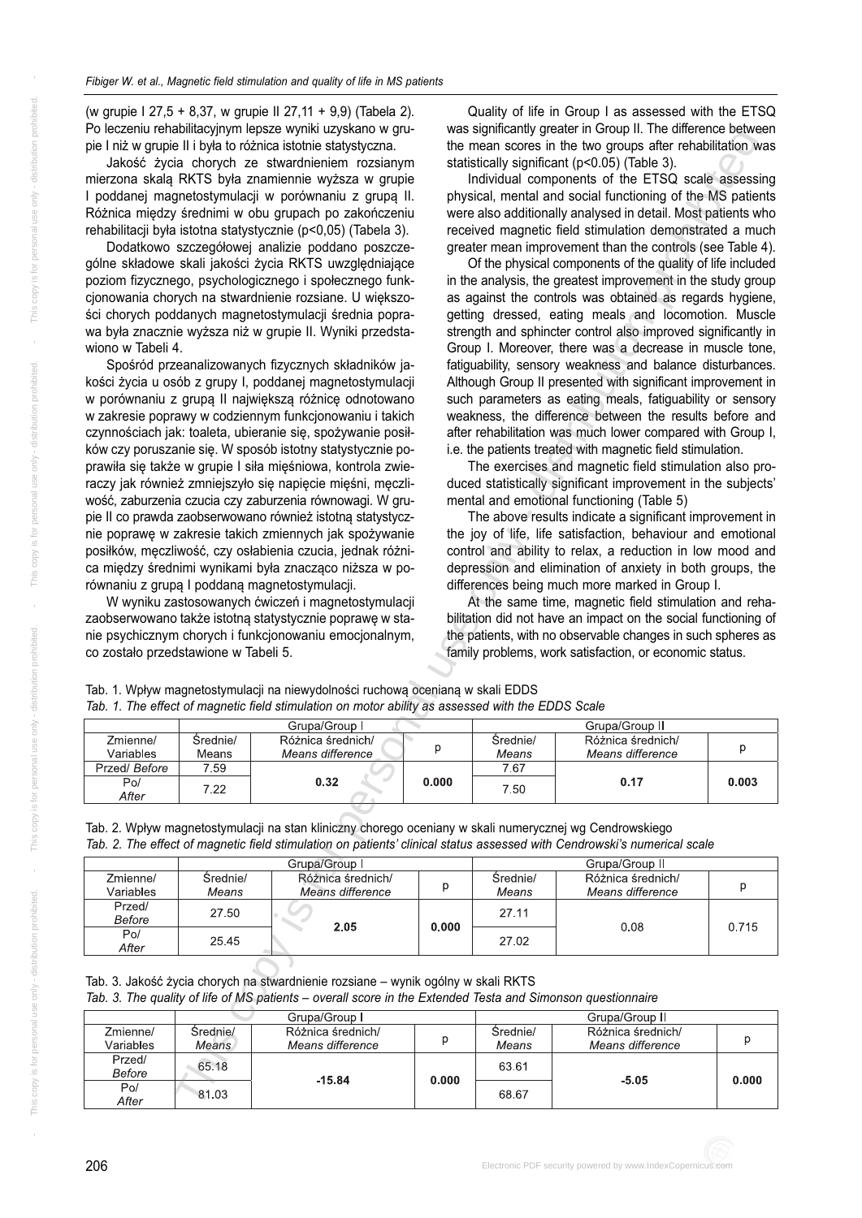(w grupie I 27,5 + 8,37, w grupie II 27,11 + 9,9) (Tabela 2). Po leczeniu rehabilitacyjnym lepsze wyniki uzyskano w grupie I niż w grupie II i była to różnica istotnie statystyczna.

Jakość życia chorych ze stwardnieniem rozsianym mierzona skalą RKTS była znamiennie wyższa w grupie I poddanej magnetostymulacji w porównaniu z grupą II. Różnica między średnimi w obu grupach po zakończeniu rehabilitacji była istotna statystycznie (p<0,05) (Tabela 3).

Dodatkowo szczegółowej analizie poddano poszczególne składowe skali jakości życia RKTS uwzględniające poziom fizycznego, psychologicznego i społecznego funkcjonowania chorych na stwardnienie rozsiane. U większości chorych poddanych magnetostymulacji średnia poprawa była znacznie wyższa niż w grupie II. Wyniki przedstawiono w Tabeli 4.

Spośród przeanalizowanych fizycznych składników jakości życia u osób z grupy I, poddanej magnetostymulacji w porównaniu z grupą II największą różnicę odnotowano w zakresie poprawy w codziennym funkcjonowaniu i takich czynnościach jak: toaleta, ubieranie się, spożywanie posiłków czy poruszanie się. W sposób istotny statystycznie poprawiła się także w grupie I siła mięśniowa, kontrola zwieraczy jak również zmniejszyło się napięcie mięśni, męczliwość, zaburzenia czucia czy zaburzenia równowagi. W grupie II co prawda zaobserwowano również istotną statystycznie poprawę w zakresie takich zmiennych jak spożywanie posiłków, męczliwość, czy osłabienia czucia, jednak różnica między średnimi wynikami była znacząco niższa w porównaniu z grupą I poddaną magnetostymulacji.

W wyniku zastosowanych ćwiczeń i magnetostymulacji zaobserwowano także istotną statystycznie poprawę w stanie psychicznym chorych i funkcjonowaniu emocjonalnym, co zostało przedstawione w Tabeli 5.

Quality of life in Group I as assessed with the ETSQ was significantly greater in Group II. The difference between the mean scores in the two groups after rehabilitation was statistically significant (p<0.05) (Table 3).

Individual components of the ETSQ scale assessing physical, mental and social functioning of the MS patients were also additionally analysed in detail. Most patients who received magnetic field stimulation demonstrated a much greater mean improvement than the controls (see Table 4).

Of the physical components of the quality of life included in the analysis, the greatest improvement in the study group as against the controls was obtained as regards hygiene, getting dressed, eating meals and locomotion. Muscle strength and sphincter control also improved significantly in Group I. Moreover, there was a decrease in muscle tone, fatiguability, sensory weakness and balance disturbances. Although Group II presented with significant improvement in such parameters as eating meals, fatiguability or sensory weakness, the difference between the results before and after rehabilitation was much lower compared with Group I, i.e. the patients treated with magnetic field stimulation.

The exercises and magnetic field stimulation also produced statistically significant improvement in the subjects' mental and emotional functioning (Table 5)

The above results indicate a significant improvement in the joy of life, life satisfaction, behaviour and emotional control and ability to relax, a reduction in low mood and depression and elimination of anxiety in both groups, the differences being much more marked in Group I.

At the same time, magnetic field stimulation and rehabilitation did not have an impact on the social functioning of the patients, with no observable changes in such spheres as family problems, work satisfaction, or economic status.

Tab. 1. Wpływ magnetostymulacji na niewydolności ruchową ocenianą w skali EDDS
*Tab. 1. The effect of magnetic field stimulation on motor ability as assessed with the EDDS Scale*

| | Grupa/Group I | | | Grupa/Group II | | |
|---|---|---|---|---|---|---|
| Zmienne/ Variables | Średnie/ *Means* | Różnica średnich/ *Means difference* | p | Średnie/ *Means* | Różnica średnich/ *Means difference* | p |
| Przed/ *Before* | 7.59 | **0.32** | **0.000** | 7.67 | **0.17** | **0.003** |
| Po/ *After* | 7.22 | | | 7.50 | | |

Tab. 2. Wpływ magnetostymulacji na stan kliniczny chorego oceniany w skali numerycznej wg Cendrowskiego
*Tab. 2. The effect of magnetic field stimulation on patients' clinical status assessed with Cendrowski's numerical scale*

| | Grupa/Group I | | | Grupa/Group II | | |
|---|---|---|---|---|---|---|
| Zmienne/ Variables | Średnie/ *Means* | Różnica średnich/ *Means difference* | p | Średnie/ *Means* | Różnica średnich/ *Means difference* | p |
| Przed/ *Before* | 27.50 | **2.05** | **0.000** | 27.11 | 0.08 | 0.715 |
| Po/ *After* | 25.45 | | | 27.02 | | |

Tab. 3. Jakość życia chorych na stwardnienie rozsiane – wynik ogólny w skali RKTS
*Tab. 3. The quality of life of MS patients – overall score in the Extended Testa and Simonson questionnaire*

| | Grupa/Group I | | | Grupa/Group II | | |
|---|---|---|---|---|---|---|
| Zmienne/ Variables | Średnie/ *Means* | Różnica średnich/ *Means difference* | p | Średnie/ *Means* | Różnica średnich/ *Means difference* | p |
| Przed/ *Before* | 65.18 | **-15.84** | **0.000** | 63.61 | **-5.05** | **0.000** |
| Po/ *After* | 81.03 | | | 68.67 | | |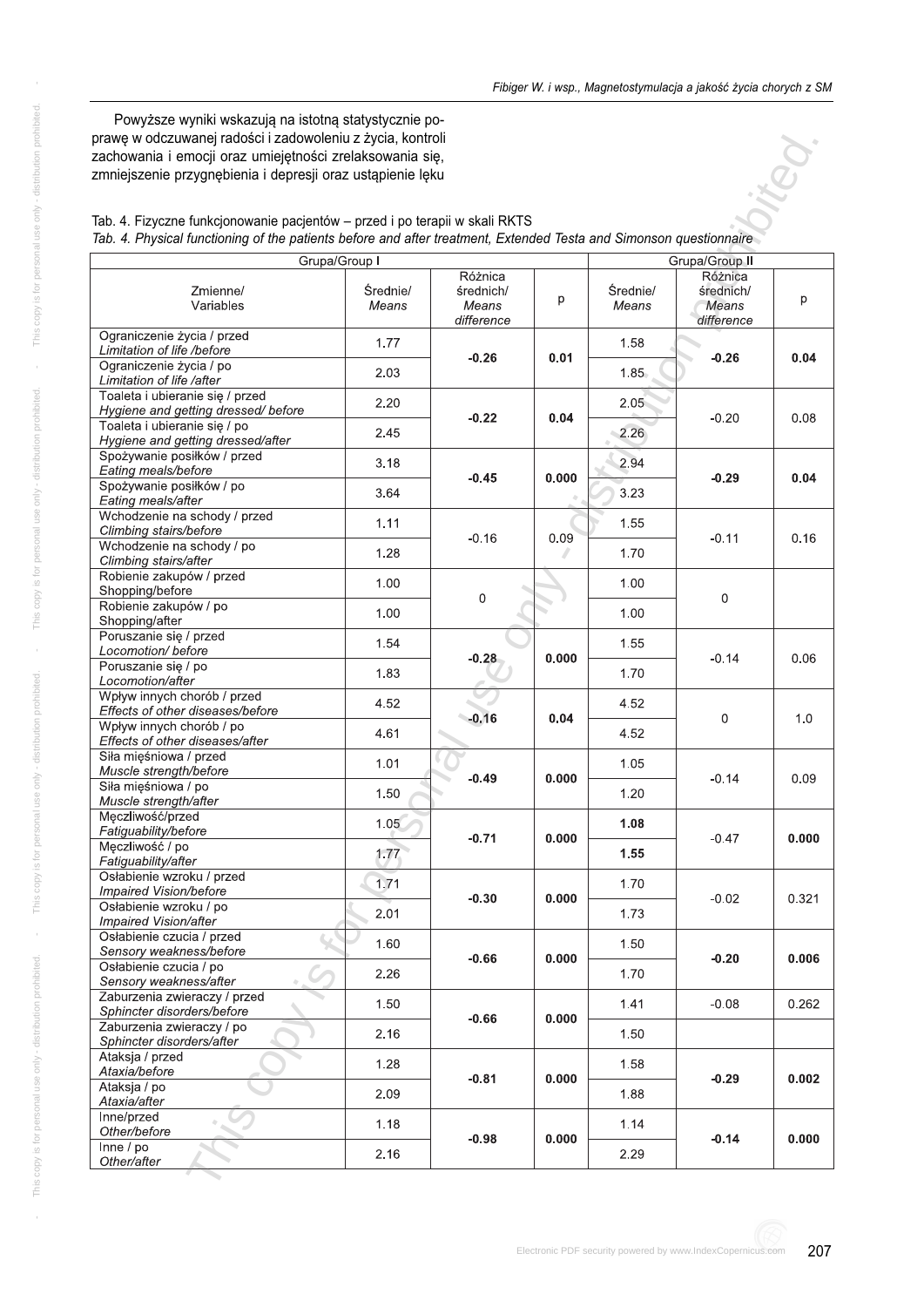Powyższe wyniki wskazują na istotną statystycznie poprawę w odczuwanej radości i zadowoleniu z życia, kontroli zachowania i emocji oraz umiejętności zrelaksowania się, zmniejszenie przygnębienia i depresji oraz ustąpienie lęku

Tab. 4. Fizyczne funkcjonowanie pacjentów – przed i po terapii w skali RKTS
*Tab. 4. Physical functioning of the patients before and after treatment, Extended Testa and Simonson questionnaire*

| Grupa/Group **I** | | | | Grupa/Group **II** | | |
|---|---|---|---|---|---|---|
| Zmienne/ Variables | Średnie/ *Means* | Różnica średnich/ *Means difference* | p | Średnie/ *Means* | Różnica średnich/ *Means difference* | p |
| Ograniczenie życia / przed *Limitation of life /before* | 1.77 | **-0.26** | **0.01** | 1.58 | **-0.26** | **0.04** |
| Ograniczenie życia / po *Limitation of life /after* | 2.03 | | | 1.85 | | |
| Toaleta i ubieranie się / przed *Hygiene and getting dressed/ before* | 2.20 | **-0.22** | **0.04** | 2.05 | -0.20 | 0.08 |
| Toaleta i ubieranie się / po *Hygiene and getting dressed/after* | 2.45 | | | 2.26 | | |
| Spożywanie posiłków / przed *Eating meals/before* | 3.18 | **-0.45** | **0.000** | 2.94 | **-0.29** | **0.04** |
| Spożywanie posiłków / po *Eating meals/after* | 3.64 | | | 3.23 | | |
| Wchodzenie na schody / przed *Climbing stairs/before* | 1.11 | -0.16 | 0.09 | 1.55 | -0.11 | 0.16 |
| Wchodzenie na schody / po *Climbing stairs/after* | 1.28 | | | 1.70 | | |
| Robienie zakupów / przed Shopping/before | 1.00 | 0 | | 1.00 | 0 | |
| Robienie zakupów / po Shopping/after | 1.00 | | | 1.00 | | |
| Poruszanie się / przed *Locomotion/ before* | 1.54 | **-0.28** | **0.000** | 1.55 | -0.14 | 0.06 |
| Poruszanie się / po *Locomotion/after* | 1.83 | | | 1.70 | | |
| Wpływ innych chorób / przed *Effects of other diseases/before* | 4.52 | **-0.16** | **0.04** | 4.52 | 0 | 1.0 |
| Wpływ innych chorób / po *Effects of other diseases/after* | 4.61 | | | 4.52 | | |
| Siła mięśniowa / przed *Muscle strength/before* | 1.01 | **-0.49** | **0.000** | 1.05 | -0.14 | 0.09 |
| Siła mięśniowa / po *Muscle strength/after* | 1.50 | | | 1.20 | | |
| Męczliwość/przed *Fatiguability/before* | 1.05 | **-0.71** | **0.000** | **1.08** | -0.47 | **0.000** |
| Męczliwość / po *Fatiguability/after* | 1.77 | | | **1.55** | | |
| Osłabienie wzroku / przed *Impaired Vision/before* | 1.71 | **-0.30** | **0.000** | 1.70 | -0.02 | 0.321 |
| Osłabienie wzroku / po *Impaired Vision/after* | 2.01 | | | 1.73 | | |
| Osłabienie czucia / przed *Sensory weakness/before* | 1.60 | **-0.66** | **0.000** | 1.50 | **-0.20** | **0.006** |
| Osłabienie czucia / po *Sensory weakness/after* | 2.26 | | | 1.70 | | |
| Zaburzenia zwieraczy / przed *Sphincter disorders/before* | 1.50 | **-0.66** | **0.000** | 1.41 | -0.08 | 0.262 |
| Zaburzenia zwieraczy / po *Sphincter disorders/after* | 2.16 | | | 1.50 | | |
| Ataksja / przed *Ataxia/before* | 1.28 | **-0.81** | **0.000** | 1.58 | **-0.29** | **0.002** |
| Ataksja / po *Ataxia/after* | 2.09 | | | 1.88 | | |
| Inne/przed *Other/before* | 1.18 | **-0.98** | **0.000** | 1.14 | **-0.14** | **0.000** |
| Inne / po *Other/after* | 2.16 | | | 2.29 | | |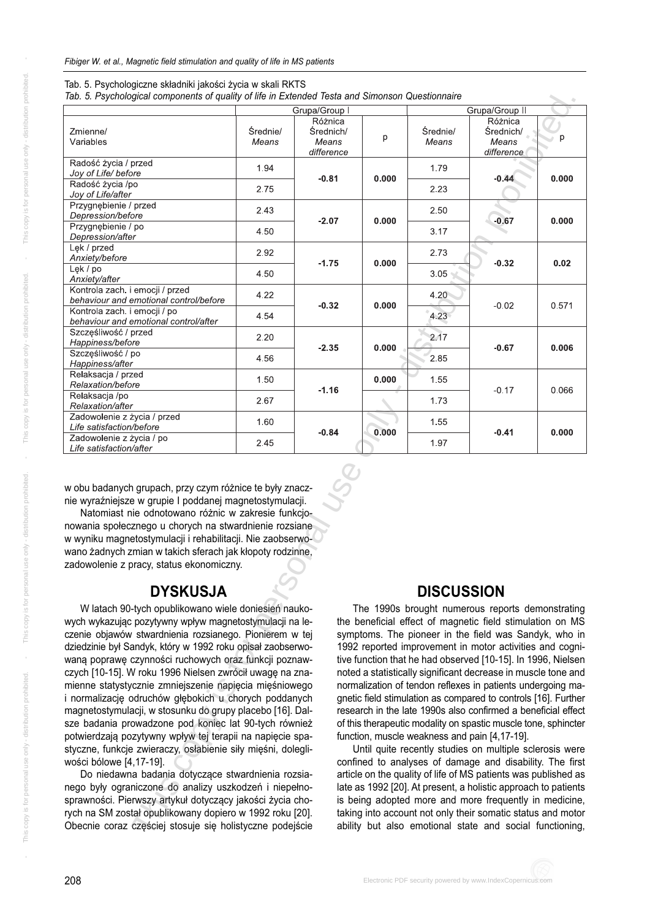Tab. 5. Psychologiczne składniki jakości życia w skali RKTS

*Tab. 5. Psychological components of quality of life in Extended Testa and Simonson Questionnaire*

| Zmienne/ *Variables* | Grupa/Group I | | | Grupa/Group II | | |
|---|---|---|---|---|---|---|
| | Średnie/ *Means* | Różnica Średnich/ *Means difference* | p | Średnie/ *Means* | Różnica Średnich/ *Means difference* | p |
| Radość życia / przed *Joy of Life/ before* | 1.94 | **-0.81** | **0.000** | 1.79 | **-0.44** | **0.000** |
| Radość życia /po *Joy of Life/after* | 2.75 | | | 2.23 | | |
| Przygnębienie / przed *Depression/before* | 2.43 | **-2.07** | **0.000** | 2.50 | **-0.67** | **0.000** |
| Przygnębienie / po *Depression/after* | 4.50 | | | 3.17 | | |
| Lęk / przed *Anxiety/before* | 2.92 | **-1.75** | **0.000** | 2.73 | **-0.32** | **0.02** |
| Lęk / po *Anxiety/after* | 4.50 | | | 3.05 | | |
| Kontrola zach. i emocji / przed *behaviour and emotional control/before* | 4.22 | **-0.32** | **0.000** | 4.20 | -0.02 | 0.571 |
| Kontrola zach. i emocji / po *behaviour and emotional control/after* | 4.54 | | | 4.23 | | |
| Szczęśliwość / przed *Happiness/before* | 2.20 | **-2.35** | **0.000** | 2.17 | **-0.67** | **0.006** |
| Szczęśliwość / po *Happiness/after* | 4.56 | | | 2.85 | | |
| Relaksacja / przed *Relaxation/before* | 1.50 | **-1.16** | **0.000** | 1.55 | -0.17 | 0.066 |
| Relaksacja /po *Relaxation/after* | 2.67 | | | 1.73 | | |
| Zadowolenie z życia / przed *Life satisfaction/before* | 1.60 | **-0.84** | **0.000** | 1.55 | **-0.41** | **0.000** |
| Zadowolenie z życia / po *Life satisfaction/after* | 2.45 | | | 1.97 | | |

w obu badanych grupach, przy czym różnice te były znacznie wyraźniejsze w grupie I poddanej magnetostymulacji.

Natomiast nie odnotowano różnic w zakresie funkcjonowania społecznego u chorych na stwardnienie rozsiane w wyniku magnetostymulacji i rehabilitacji. Nie zaobserwowano żadnych zmian w takich sferach jak kłopoty rodzinne, zadowolenie z pracy, status ekonomiczny.

## DYSKUSJA

W latach 90-tych opublikowano wiele doniesień naukowych wykazując pozytywny wpływ magnetostymulacji na leczenie objawów stwardnienia rozsianego. Pionierem w tej dziedzinie był Sandyk, który w 1992 roku opisał zaobserwowaną poprawę czynności ruchowych oraz funkcji poznawczych [10-15]. W roku 1996 Nielsen zwrócił uwagę na znamienne statystycznie zmniejszenie napięcia mięśniowego i normalizację odruchów głębokich u chorych poddanych magnetostymulacji, w stosunku do grupy placebo [16]. Dalsze badania prowadzone pod koniec lat 90-tych również potwierdzają pozytywny wpływ tej terapii na napięcie spastyczne, funkcje zwieraczy, osłabienie siły mięśni, dolegliwości bólowe [4,17-19].

Do niedawna badania dotyczące stwardnienia rozsianego były ograniczone do analizy uszkodzeń i niepełnosprawności. Pierwszy artykuł dotyczący jakości życia chorych na SM został opublikowany dopiero w 1992 roku [20]. Obecnie coraz częściej stosuje się holistyczne podejście

## DISCUSSION

The 1990s brought numerous reports demonstrating the beneficial effect of magnetic field stimulation on MS symptoms. The pioneer in the field was Sandyk, who in 1992 reported improvement in motor activities and cognitive function that he had observed [10-15]. In 1996, Nielsen noted a statistically significant decrease in muscle tone and normalization of tendon reflexes in patients undergoing magnetic field stimulation as compared to controls [16]. Further research in the late 1990s also confirmed a beneficial effect of this therapeutic modality on spastic muscle tone, sphincter function, muscle weakness and pain [4,17-19].

Until quite recently studies on multiple sclerosis were confined to analyses of damage and disability. The first article on the quality of life of MS patients was published as late as 1992 [20]. At present, a holistic approach to patients is being adopted more and more frequently in medicine, taking into account not only their somatic status and motor ability but also emotional state and social functioning,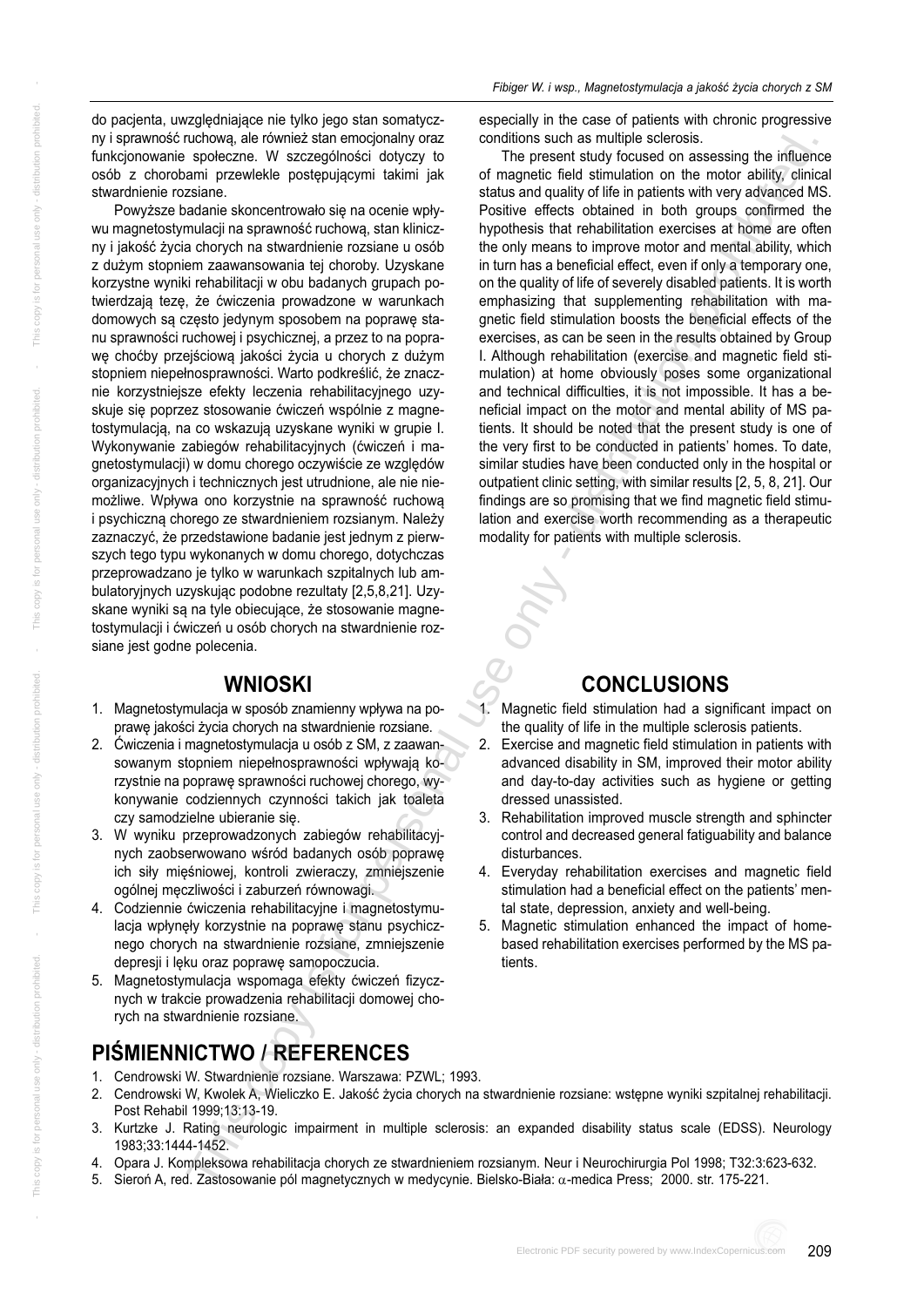do pacjenta, uwzględniające nie tylko jego stan somatyczny i sprawność ruchową, ale również stan emocjonalny oraz funkcjonowanie społeczne. W szczególności dotyczy to osób z chorobami przewlekle postępującymi takimi jak stwardnienie rozsiane.

Powyższe badanie skoncentrowało się na ocenie wpływu magnetostymulacji na sprawność ruchową, stan kliniczny i jakość życia chorych na stwardnienie rozsiane u osób z dużym stopniem zaawansowania tej choroby. Uzyskane korzystne wyniki rehabilitacji w obu badanych grupach potwierdzają tezę, że ćwiczenia prowadzone w warunkach domowych są często jedynym sposobem na poprawę stanu sprawności ruchowej i psychicznej, a przez to na poprawę choćby przejściową jakości życia u chorych z dużym stopniem niepełnosprawności. Warto podkreślić, że znacznie korzystniejsze efekty leczenia rehabilitacyjnego uzyskuje się poprzez stosowanie ćwiczeń wspólnie z magnetostymulacją, na co wskazują uzyskane wyniki w grupie I. Wykonywanie zabiegów rehabilitacyjnych (ćwiczeń i magnetostymulacji) w domu chorego oczywiście ze względów organizacyjnych i technicznych jest utrudnione, ale nie niemożliwe. Wpływa ono korzystnie na sprawność ruchową i psychiczną chorego ze stwardnieniem rozsianym. Należy zaznaczyć, że przedstawione badanie jest jednym z pierwszych tego typu wykonanych w domu chorego, dotychczas przeprowadzano je tylko w warunkach szpitalnych lub ambulatoryjnych uzyskując podobne rezultaty [2,5,8,21]. Uzyskane wyniki są na tyle obiecujące, że stosowanie magnetostymulacji i ćwiczeń u osób chorych na stwardnienie rozsiane jest godne polecenia.

## WNIOSKI

1. Magnetostymulacja w sposób znamienny wpływa na poprawę jakości życia chorych na stwardnienie rozsiane.
2. Ćwiczenia i magnetostymulacja u osób z SM, z zaawansowanym stopniem niepełnosprawności wpływają korzystnie na poprawę sprawności ruchowej chorego, wykonywanie codziennych czynności takich jak toaleta czy samodzielne ubieranie się.
3. W wyniku przeprowadzonych zabiegów rehabilitacyjnych zaobserwowano wśród badanych osób poprawę ich siły mięśniowej, kontroli zwieraczy, zmniejszenie ogólnej męczliwości i zaburzeń równowagi.
4. Codziennie ćwiczenia rehabilitacyjne i magnetostymulacja wpłynęły korzystnie na poprawę stanu psychicznego chorych na stwardnienie rozsiane, zmniejszenie depresji i lęku oraz poprawę samopoczucia.
5. Magnetostymulacja wspomaga efekty ćwiczeń fizycznych w trakcie prowadzenia rehabilitacji domowej chorych na stwardnienie rozsiane.

especially in the case of patients with chronic progressive conditions such as multiple sclerosis.

The present study focused on assessing the influence of magnetic field stimulation on the motor ability, clinical status and quality of life in patients with very advanced MS. Positive effects obtained in both groups confirmed the hypothesis that rehabilitation exercises at home are often the only means to improve motor and mental ability, which in turn has a beneficial effect, even if only a temporary one, on the quality of life of severely disabled patients. It is worth emphasizing that supplementing rehabilitation with magnetic field stimulation boosts the beneficial effects of the exercises, as can be seen in the results obtained by Group I. Although rehabilitation (exercise and magnetic field stimulation) at home obviously poses some organizational and technical difficulties, it is not impossible. It has a beneficial impact on the motor and mental ability of MS patients. It should be noted that the present study is one of the very first to be conducted in patients' homes. To date, similar studies have been conducted only in the hospital or outpatient clinic setting, with similar results [2, 5, 8, 21]. Our findings are so promising that we find magnetic field stimulation and exercise worth recommending as a therapeutic modality for patients with multiple sclerosis.

## CONCLUSIONS

1. Magnetic field stimulation had a significant impact on the quality of life in the multiple sclerosis patients.
2. Exercise and magnetic field stimulation in patients with advanced disability in SM, improved their motor ability and day-to-day activities such as hygiene or getting dressed unassisted.
3. Rehabilitation improved muscle strength and sphincter control and decreased general fatiguability and balance disturbances.
4. Everyday rehabilitation exercises and magnetic field stimulation had a beneficial effect on the patients' mental state, depression, anxiety and well-being.
5. Magnetic stimulation enhanced the impact of home-based rehabilitation exercises performed by the MS patients.

## PIŚMIENNICTWO / REFERENCES

1. Cendrowski W. Stwardnienie rozsiane. Warszawa: PZWL; 1993.
2. Cendrowski W, Kwolek A, Wieliczko E. Jakość życia chorych na stwardnienie rozsiane: wstępne wyniki szpitalnej rehabilitacji. Post Rehabil 1999;13:13-19.
3. Kurtzke J. Rating neurologic impairment in multiple sclerosis: an expanded disability status scale (EDSS). Neurology 1983;33:1444-1452.
4. Opara J. Kompleksowa rehabilitacja chorych ze stwardnieniem rozsianym. Neur i Neurochirurgia Pol 1998; T32:3:623-632.
5. Sieroń A, red. Zastosowanie pól magnetycznych w medycynie. Bielsko-Biała: α-medica Press; 2000. str. 175-221.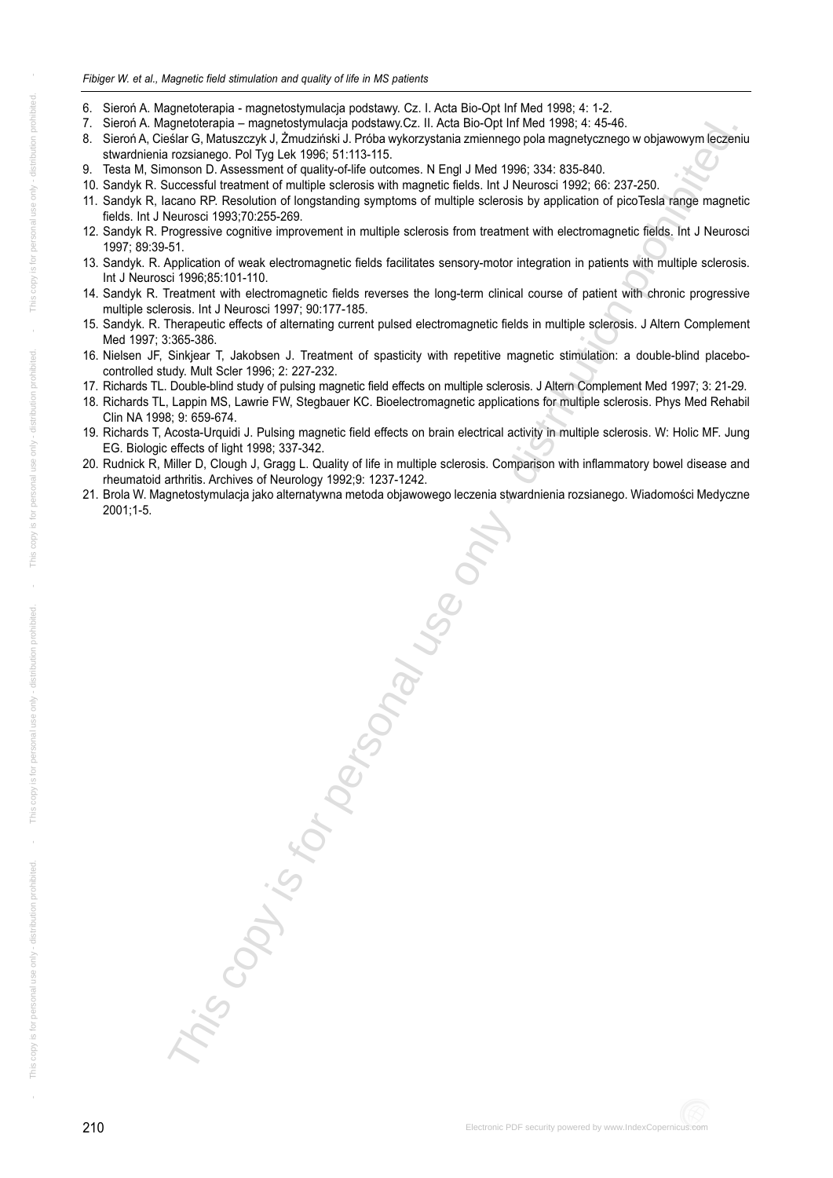6. Sieroń A. Magnetoterapia - magnetostymulacja podstawy. Cz. I. Acta Bio-Opt Inf Med 1998; 4: 1-2.
7. Sieroń A. Magnetoterapia – magnetostymulacja podstawy.Cz. II. Acta Bio-Opt Inf Med 1998; 4: 45-46.
8. Sieroń A, Cieślar G, Matuszczyk J, Żmudziński J. Próba wykorzystania zmiennego pola magnetycznego w objawowym leczeniu stwardnienia rozsianego. Pol Tyg Lek 1996; 51:113-115.
9. Testa M, Simonson D. Assessment of quality-of-life outcomes. N Engl J Med 1996; 334: 835-840.
10. Sandyk R. Successful treatment of multiple sclerosis with magnetic fields. Int J Neurosci 1992; 66: 237-250.
11. Sandyk R, Iacano RP. Resolution of longstanding symptoms of multiple sclerosis by application of picoTesla range magnetic fields. Int J Neurosci 1993;70:255-269.
12. Sandyk R. Progressive cognitive improvement in multiple sclerosis from treatment with electromagnetic fields. Int J Neurosci 1997; 89:39-51.
13. Sandyk. R. Application of weak electromagnetic fields facilitates sensory-motor integration in patients with multiple sclerosis. Int J Neurosci 1996;85:101-110.
14. Sandyk R. Treatment with electromagnetic fields reverses the long-term clinical course of patient with chronic progressive multiple sclerosis. Int J Neurosci 1997; 90:177-185.
15. Sandyk. R. Therapeutic effects of alternating current pulsed electromagnetic fields in multiple sclerosis. J Altern Complement Med 1997; 3:365-386.
16. Nielsen JF, Sinkjear T, Jakobsen J. Treatment of spasticity with repetitive magnetic stimulation: a double-blind placebo-controlled study. Mult Scler 1996; 2: 227-232.
17. Richards TL. Double-blind study of pulsing magnetic field effects on multiple sclerosis. J Altern Complement Med 1997; 3: 21-29.
18. Richards TL, Lappin MS, Lawrie FW, Stegbauer KC. Bioelectromagnetic applications for multiple sclerosis. Phys Med Rehabil Clin NA 1998; 9: 659-674.
19. Richards T, Acosta-Urquidi J. Pulsing magnetic field effects on brain electrical activity in multiple sclerosis. W: Holic MF. Jung EG. Biologic effects of light 1998; 337-342.
20. Rudnick R, Miller D, Clough J, Gragg L. Quality of life in multiple sclerosis. Comparison with inflammatory bowel disease and rheumatoid arthritis. Archives of Neurology 1992;9: 1237-1242.
21. Brola W. Magnetostymulacja jako alternatywna metoda objawowego leczenia stwardnienia rozsianego. Wiadomości Medyczne 2001;1-5.